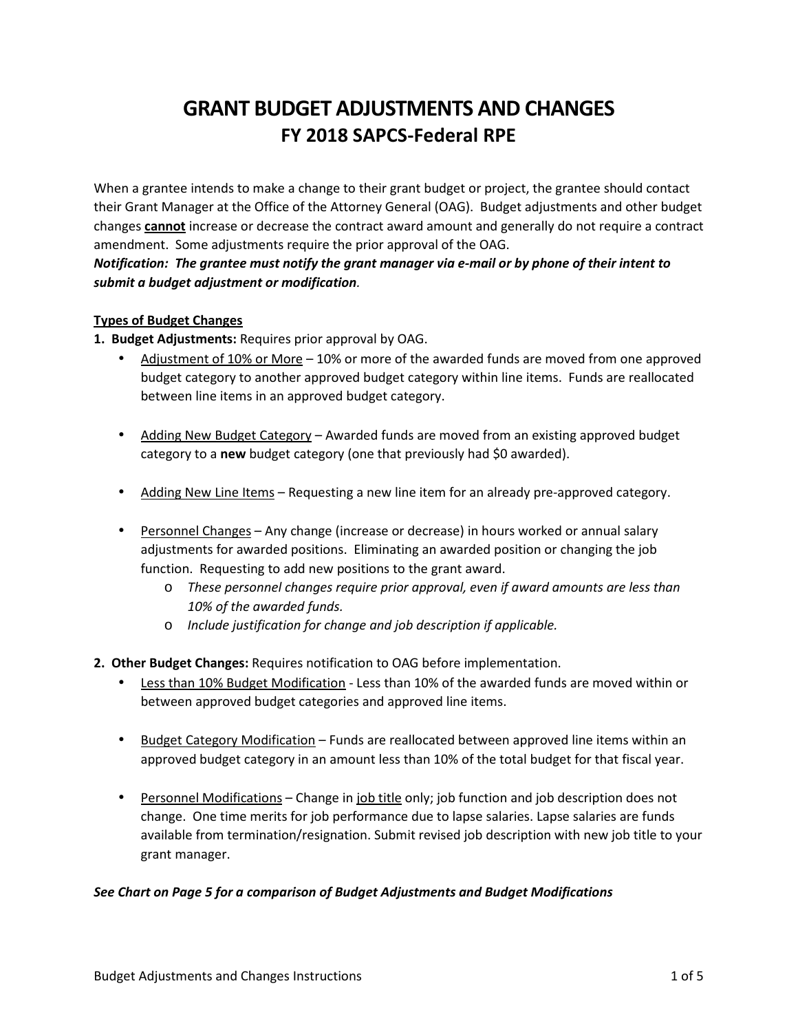# GRANT BUDGET ADJUSTMENTS AND CHANGES
## FY 2018 SAPCS-Federal RPE

When a grantee intends to make a change to their grant budget or project, the grantee should contact their Grant Manager at the Office of the Attorney General (OAG). Budget adjustments and other budget changes **cannot** increase or decrease the contract award amount and generally do not require a contract amendment. Some adjustments require the prior approval of the OAG.

***Notification: The grantee must notify the grant manager via e-mail or by phone of their intent to submit a budget adjustment or modification.***

**Types of Budget Changes**

1. **Budget Adjustments:** Requires prior approval by OAG.
   - Adjustment of 10% or More – 10% or more of the awarded funds are moved from one approved budget category to another approved budget category within line items. Funds are reallocated between line items in an approved budget category.
   - Adding New Budget Category – Awarded funds are moved from an existing approved budget category to a **new** budget category (one that previously had $0 awarded).
   - Adding New Line Items – Requesting a new line item for an already pre-approved category.
   - Personnel Changes – Any change (increase or decrease) in hours worked or annual salary adjustments for awarded positions. Eliminating an awarded position or changing the job function. Requesting to add new positions to the grant award.
     - *These personnel changes require prior approval, even if award amounts are less than 10% of the awarded funds.*
     - *Include justification for change and job description if applicable.*

2. **Other Budget Changes:** Requires notification to OAG before implementation.
   - Less than 10% Budget Modification - Less than 10% of the awarded funds are moved within or between approved budget categories and approved line items.
   - Budget Category Modification – Funds are reallocated between approved line items within an approved budget category in an amount less than 10% of the total budget for that fiscal year.
   - Personnel Modifications – Change in job title only; job function and job description does not change. One time merits for job performance due to lapse salaries. Lapse salaries are funds available from termination/resignation. Submit revised job description with new job title to your grant manager.

***See Chart on Page 5 for a comparison of Budget Adjustments and Budget Modifications***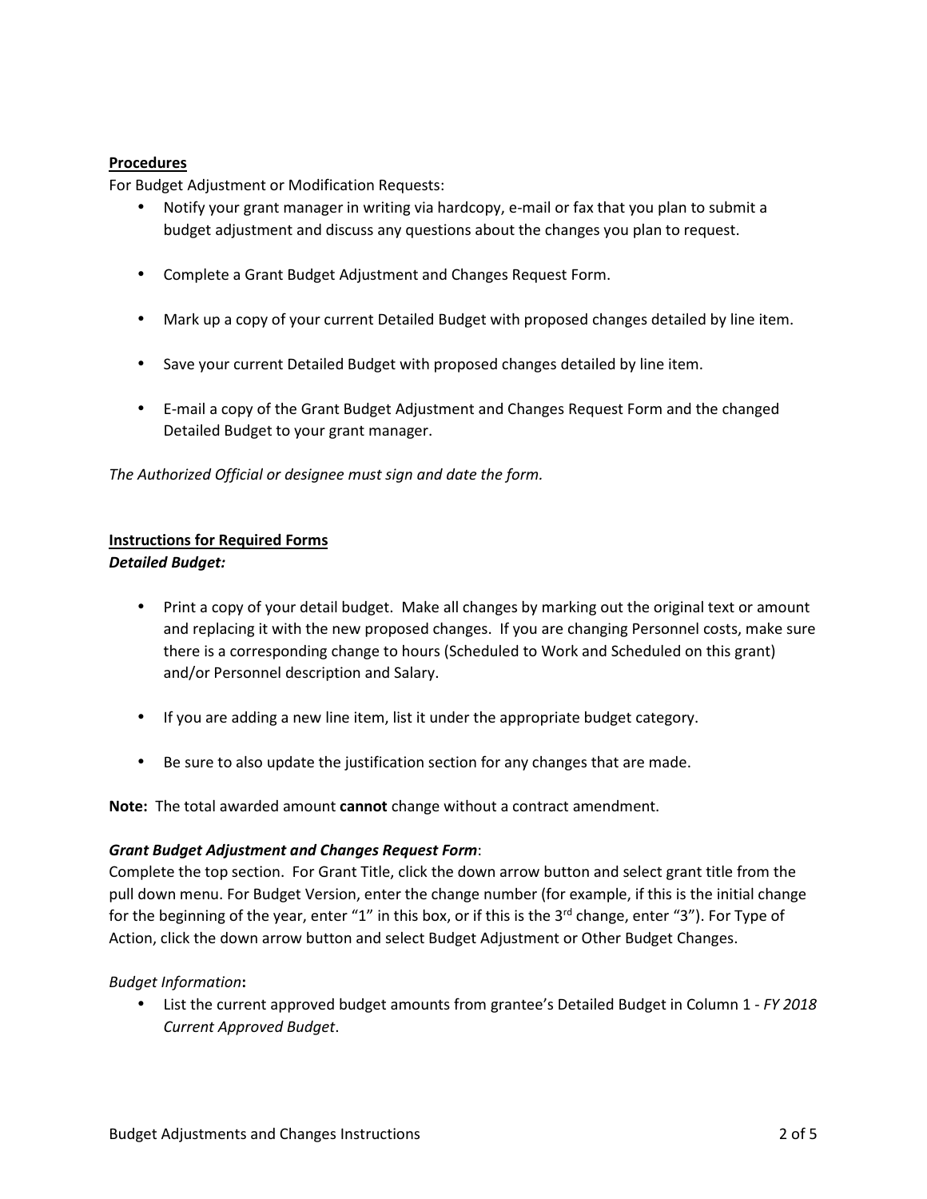**Procedures**

For Budget Adjustment or Modification Requests:

- Notify your grant manager in writing via hardcopy, e-mail or fax that you plan to submit a budget adjustment and discuss any questions about the changes you plan to request.
- Complete a Grant Budget Adjustment and Changes Request Form.
- Mark up a copy of your current Detailed Budget with proposed changes detailed by line item.
- Save your current Detailed Budget with proposed changes detailed by line item.
- E-mail a copy of the Grant Budget Adjustment and Changes Request Form and the changed Detailed Budget to your grant manager.

*The Authorized Official or designee must sign and date the form.*

**Instructions for Required Forms**

***Detailed Budget:***

- Print a copy of your detail budget. Make all changes by marking out the original text or amount and replacing it with the new proposed changes. If you are changing Personnel costs, make sure there is a corresponding change to hours (Scheduled to Work and Scheduled on this grant) and/or Personnel description and Salary.
- If you are adding a new line item, list it under the appropriate budget category.
- Be sure to also update the justification section for any changes that are made.

**Note:** The total awarded amount **cannot** change without a contract amendment.

***Grant Budget Adjustment and Changes Request Form*:**

Complete the top section. For Grant Title, click the down arrow button and select grant title from the pull down menu. For Budget Version, enter the change number (for example, if this is the initial change for the beginning of the year, enter "1" in this box, or if this is the 3rd change, enter "3"). For Type of Action, click the down arrow button and select Budget Adjustment or Other Budget Changes.

*Budget Information***:**

- List the current approved budget amounts from grantee's Detailed Budget in Column 1 - *FY 2018 Current Approved Budget*.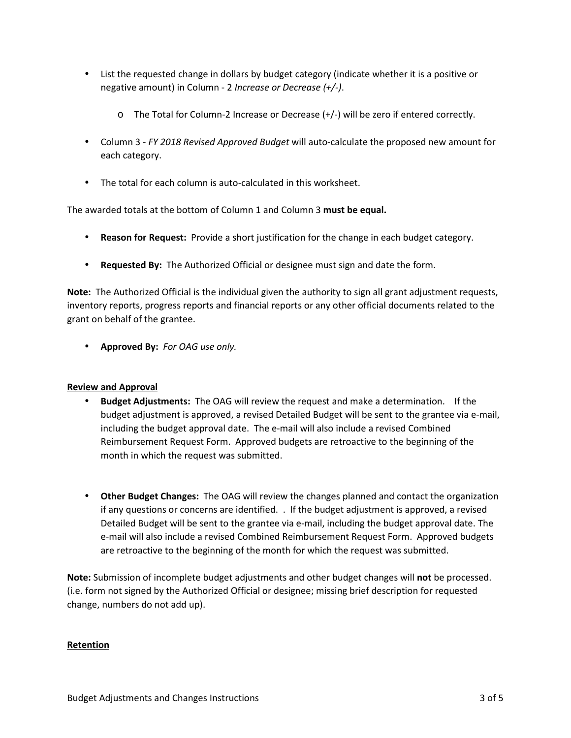- List the requested change in dollars by budget category (indicate whether it is a positive or negative amount) in Column - 2 *Increase or Decrease (+/-)*.
  - The Total for Column-2 Increase or Decrease (+/-) will be zero if entered correctly.
- Column 3 - *FY 2018 Revised Approved Budget* will auto-calculate the proposed new amount for each category.
- The total for each column is auto-calculated in this worksheet.

The awarded totals at the bottom of Column 1 and Column 3 **must be equal.**

- **Reason for Request:** Provide a short justification for the change in each budget category.
- **Requested By:** The Authorized Official or designee must sign and date the form.

**Note:** The Authorized Official is the individual given the authority to sign all grant adjustment requests, inventory reports, progress reports and financial reports or any other official documents related to the grant on behalf of the grantee.

- **Approved By:** *For OAG use only.*

<u>**Review and Approval**</u>

- **Budget Adjustments:** The OAG will review the request and make a determination. If the budget adjustment is approved, a revised Detailed Budget will be sent to the grantee via e-mail, including the budget approval date. The e-mail will also include a revised Combined Reimbursement Request Form. Approved budgets are retroactive to the beginning of the month in which the request was submitted.

- **Other Budget Changes:** The OAG will review the changes planned and contact the organization if any questions or concerns are identified. . If the budget adjustment is approved, a revised Detailed Budget will be sent to the grantee via e-mail, including the budget approval date. The e-mail will also include a revised Combined Reimbursement Request Form. Approved budgets are retroactive to the beginning of the month for which the request was submitted.

**Note:** Submission of incomplete budget adjustments and other budget changes will **not** be processed. (i.e. form not signed by the Authorized Official or designee; missing brief description for requested change, numbers do not add up).

<u>**Retention**</u>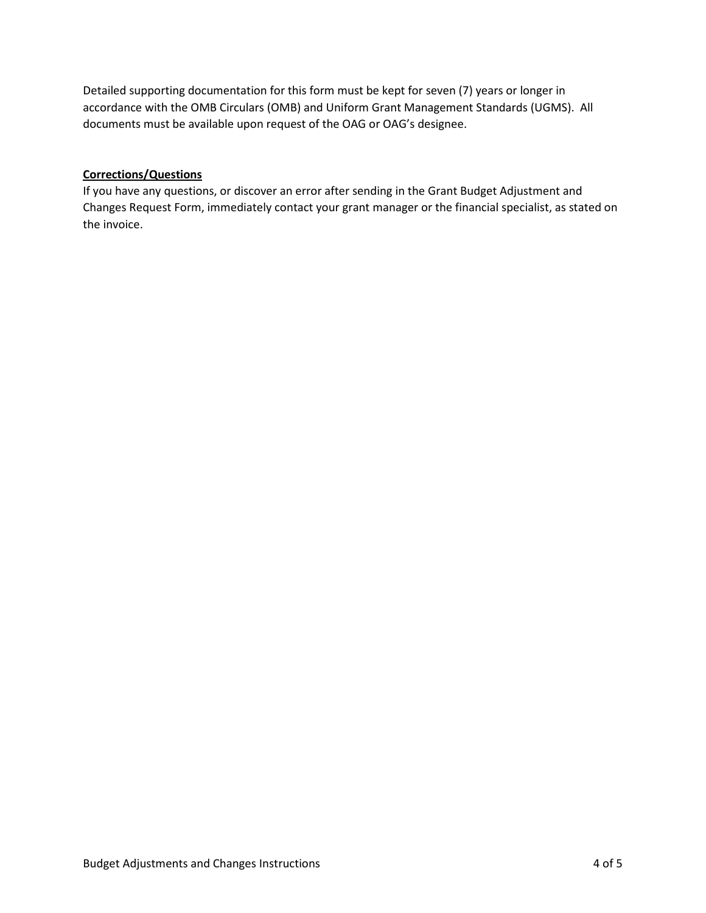Detailed supporting documentation for this form must be kept for seven (7) years or longer in accordance with the OMB Circulars (OMB) and Uniform Grant Management Standards (UGMS). All documents must be available upon request of the OAG or OAG's designee.

**Corrections/Questions**

If you have any questions, or discover an error after sending in the Grant Budget Adjustment and Changes Request Form, immediately contact your grant manager or the financial specialist, as stated on the invoice.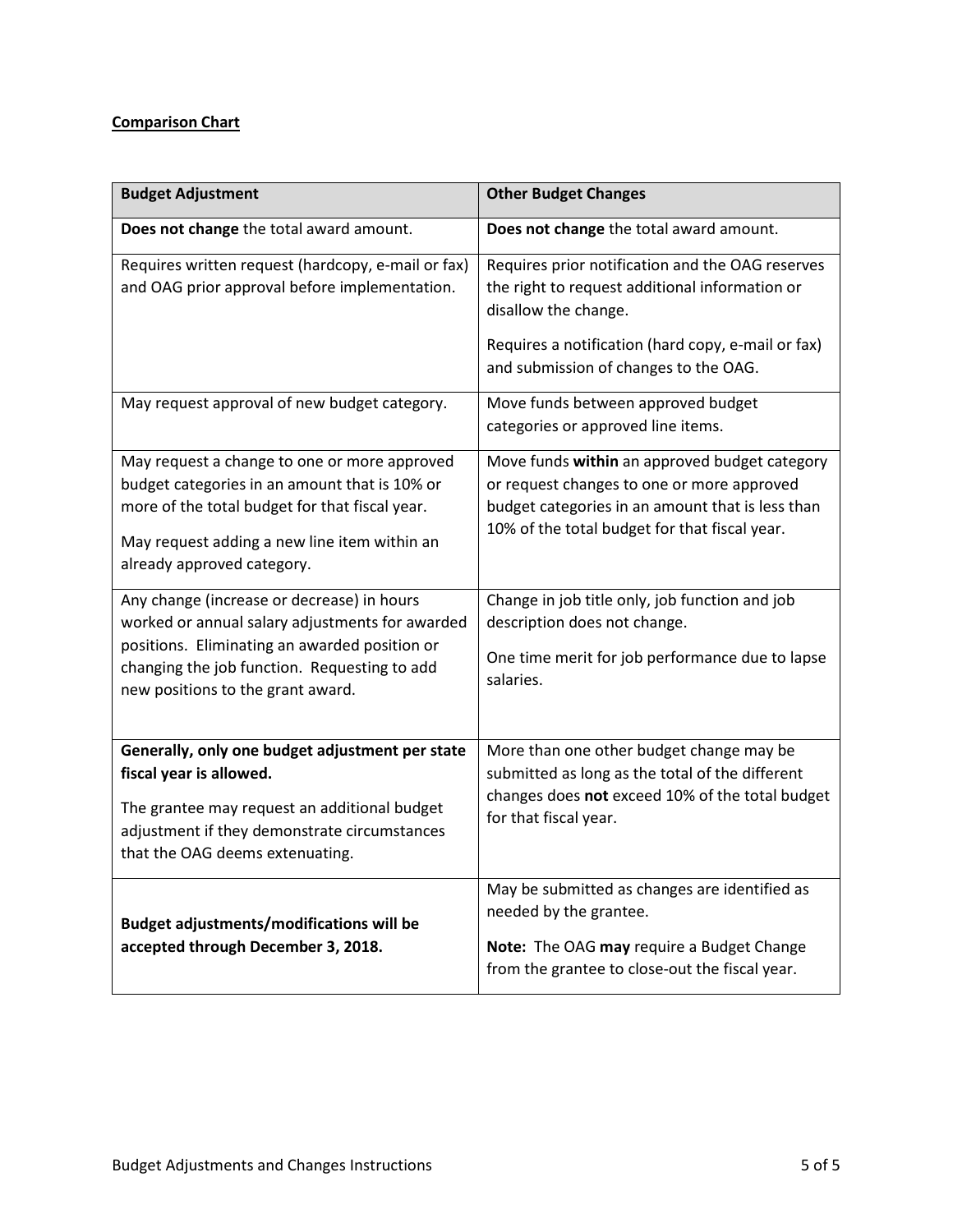**Comparison Chart**

| Budget Adjustment | Other Budget Changes |
| --- | --- |
| **Does not change** the total award amount. | **Does not change** the total award amount. |
| Requires written request (hardcopy, e-mail or fax) and OAG prior approval before implementation. | Requires prior notification and the OAG reserves the right to request additional information or disallow the change.<br><br>Requires a notification (hard copy, e-mail or fax) and submission of changes to the OAG. |
| May request approval of new budget category. | Move funds between approved budget categories or approved line items. |
| May request a change to one or more approved budget categories in an amount that is 10% or more of the total budget for that fiscal year.<br><br>May request adding a new line item within an already approved category. | Move funds **within** an approved budget category or request changes to one or more approved budget categories in an amount that is less than 10% of the total budget for that fiscal year. |
| Any change (increase or decrease) in hours worked or annual salary adjustments for awarded positions. Eliminating an awarded position or changing the job function. Requesting to add new positions to the grant award. | Change in job title only, job function and job description does not change.<br><br>One time merit for job performance due to lapse salaries. |
| **Generally, only one budget adjustment per state fiscal year is allowed.**<br><br>The grantee may request an additional budget adjustment if they demonstrate circumstances that the OAG deems extenuating. | More than one other budget change may be submitted as long as the total of the different changes does **not** exceed 10% of the total budget for that fiscal year. |
| **Budget adjustments/modifications will be accepted through December 3, 2018.** | May be submitted as changes are identified as needed by the grantee.<br><br>**Note:** The OAG **may** require a Budget Change from the grantee to close-out the fiscal year. |